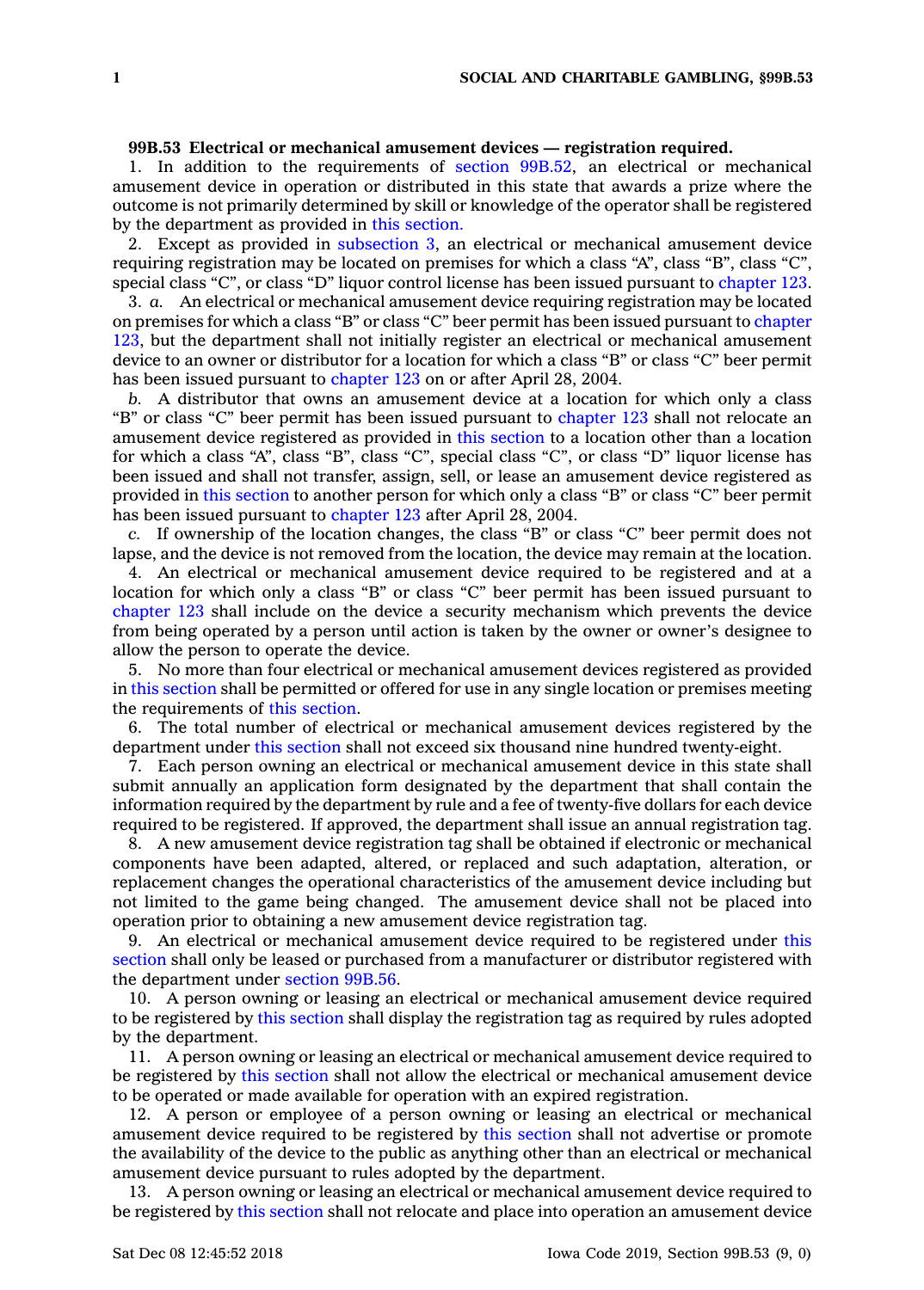**99B.53 Electrical or mechanical amusement devices — registration required.**

1. In addition to the requirements of section 99B.52, an electrical or mechanical amusement device in operation or distributed in this state that awards a prize where the outcome is not primarily determined by skill or knowledge of the operator shall be registered by the department as provided in this section.

2. Except as provided in subsection 3, an electrical or mechanical amusement device requiring registration may be located on premises for which a class "A", class "B", class "C", special class "C", or class "D" liquor control license has been issued pursuant to chapter 123.

3. *a.* An electrical or mechanical amusement device requiring registration may be located on premises for which a class "B" or class "C" beer permit has been issued pursuant to chapter 123, but the department shall not initially register an electrical or mechanical amusement device to an owner or distributor for a location for which a class "B" or class "C" beer permit has been issued pursuant to chapter 123 on or after April 28, 2004.

*b.* A distributor that owns an amusement device at a location for which only a class "B" or class "C" beer permit has been issued pursuant to chapter 123 shall not relocate an amusement device registered as provided in this section to a location other than a location for which a class "A", class "B", class "C", special class "C", or class "D" liquor license has been issued and shall not transfer, assign, sell, or lease an amusement device registered as provided in this section to another person for which only a class "B" or class "C" beer permit has been issued pursuant to chapter 123 after April 28, 2004.

*c.* If ownership of the location changes, the class "B" or class "C" beer permit does not lapse, and the device is not removed from the location, the device may remain at the location.

4. An electrical or mechanical amusement device required to be registered and at a location for which only a class "B" or class "C" beer permit has been issued pursuant to chapter 123 shall include on the device a security mechanism which prevents the device from being operated by a person until action is taken by the owner or owner's designee to allow the person to operate the device.

5. No more than four electrical or mechanical amusement devices registered as provided in this section shall be permitted or offered for use in any single location or premises meeting the requirements of this section.

6. The total number of electrical or mechanical amusement devices registered by the department under this section shall not exceed six thousand nine hundred twenty-eight.

7. Each person owning an electrical or mechanical amusement device in this state shall submit annually an application form designated by the department that shall contain the information required by the department by rule and a fee of twenty-five dollars for each device required to be registered. If approved, the department shall issue an annual registration tag.

8. A new amusement device registration tag shall be obtained if electronic or mechanical components have been adapted, altered, or replaced and such adaptation, alteration, or replacement changes the operational characteristics of the amusement device including but not limited to the game being changed. The amusement device shall not be placed into operation prior to obtaining a new amusement device registration tag.

9. An electrical or mechanical amusement device required to be registered under this section shall only be leased or purchased from a manufacturer or distributor registered with the department under section 99B.56.

10. A person owning or leasing an electrical or mechanical amusement device required to be registered by this section shall display the registration tag as required by rules adopted by the department.

11. A person owning or leasing an electrical or mechanical amusement device required to be registered by this section shall not allow the electrical or mechanical amusement device to be operated or made available for operation with an expired registration.

12. A person or employee of a person owning or leasing an electrical or mechanical amusement device required to be registered by this section shall not advertise or promote the availability of the device to the public as anything other than an electrical or mechanical amusement device pursuant to rules adopted by the department.

13. A person owning or leasing an electrical or mechanical amusement device required to be registered by this section shall not relocate and place into operation an amusement device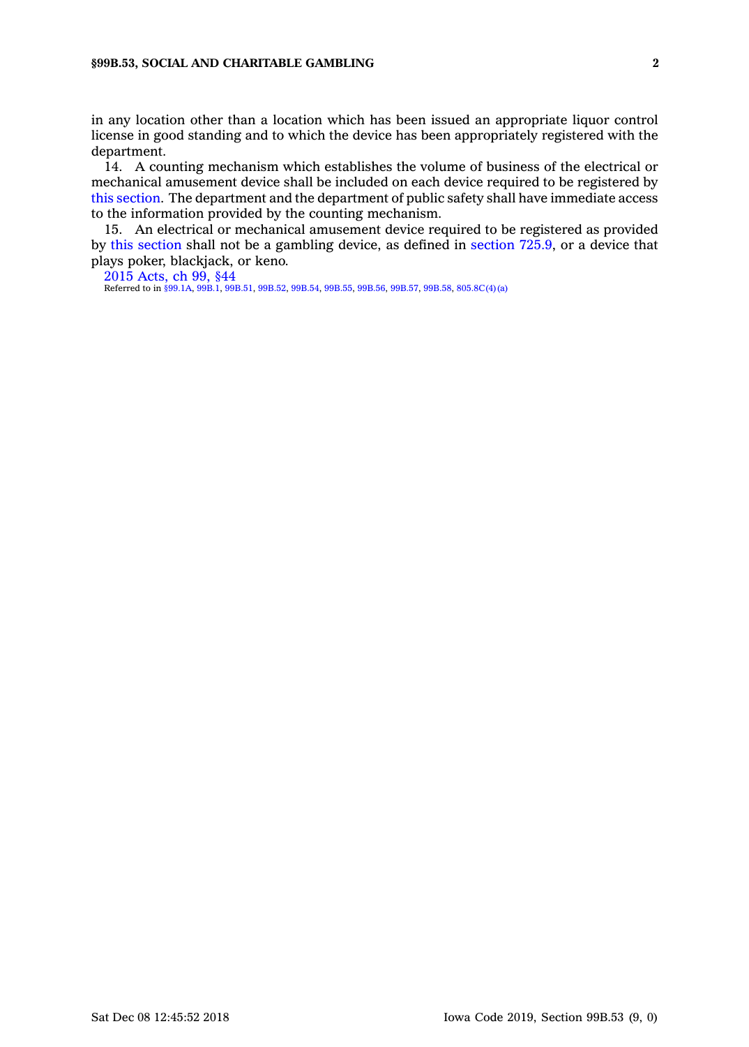in any location other than a location which has been issued an appropriate liquor control license in good standing and to which the device has been appropriately registered with the department.

14. A counting mechanism which establishes the volume of business of the electrical or mechanical amusement device shall be included on each device required to be registered by this section. The department and the department of public safety shall have immediate access to the information provided by the counting mechanism.

15. An electrical or mechanical amusement device required to be registered as provided by this section shall not be a gambling device, as defined in section 725.9, or a device that plays poker, blackjack, or keno.

2015 Acts, ch 99, §44

Referred to in §99.1A, 99B.1, 99B.51, 99B.52, 99B.54, 99B.55, 99B.56, 99B.57, 99B.58, 805.8C(4)(a)